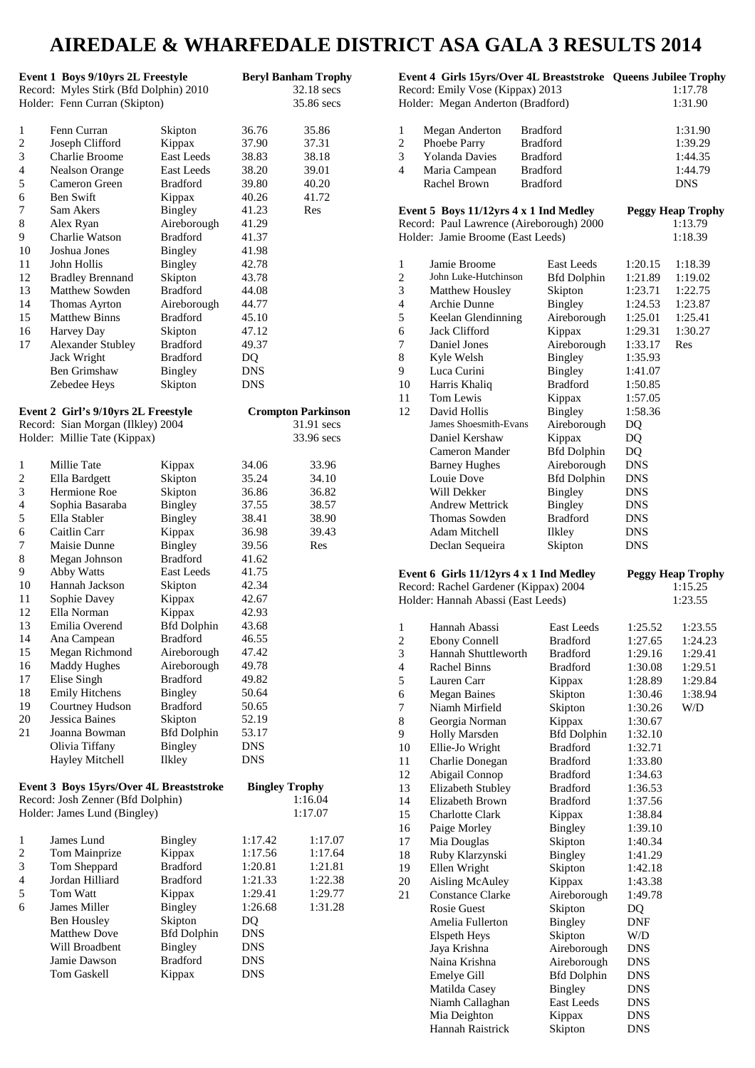# AIREDALE & WHARFEDALE DISTRICT ASA GALA 3 RESULTS 2014

**Event 1 Boys 9/10yrs 2L Freestyle** — **Beryl Banham Trophy**

Record: Myles Stirk (Bfd Dolphin) 2010 — 32.18 secs

Holder: Fenn Curran (Skipton) — 35.86 secs

| | Name | Club | Heat | Final |
|---|---|---|---|---|
| 1 | Fenn Curran | Skipton | 36.76 | 35.86 |
| 2 | Joseph Clifford | Kippax | 37.90 | 37.31 |
| 3 | Charlie Broome | East Leeds | 38.83 | 38.18 |
| 4 | Nealson Orange | East Leeds | 38.20 | 39.01 |
| 5 | Cameron Green | Bradford | 39.80 | 40.20 |
| 6 | Ben Swift | Kippax | 40.26 | 41.72 |
| 7 | Sam Akers | Bingley | 41.23 | Res |
| 8 | Alex Ryan | Aireborough | 41.29 | |
| 9 | Charlie Watson | Bradford | 41.37 | |
| 10 | Joshua Jones | Bingley | 41.98 | |
| 11 | John Hollis | Bingley | 42.78 | |
| 12 | Bradley Brennand | Skipton | 43.78 | |
| 13 | Matthew Sowden | Bradford | 44.08 | |
| 14 | Thomas Ayrton | Aireborough | 44.77 | |
| 15 | Matthew Binns | Bradford | 45.10 | |
| 16 | Harvey Day | Skipton | 47.12 | |
| 17 | Alexander Stubley | Bradford | 49.37 | |
| | Jack Wright | Bradford | DQ | |
| | Ben Grimshaw | Bingley | DNS | |
| | Zebedee Heys | Skipton | DNS | |

**Event 2 Girl's 9/10yrs 2L Freestyle** — **Crompton Parkinson**

Record: Sian Morgan (Ilkley) 2004 — 31.91 secs

Holder: Millie Tate (Kippax) — 33.96 secs

| | Name | Club | Heat | Final |
|---|---|---|---|---|
| 1 | Millie Tate | Kippax | 34.06 | 33.96 |
| 2 | Ella Bardgett | Skipton | 35.24 | 34.10 |
| 3 | Hermione Roe | Skipton | 36.86 | 36.82 |
| 4 | Sophia Basaraba | Bingley | 37.55 | 38.57 |
| 5 | Ella Stabler | Bingley | 38.41 | 38.90 |
| 6 | Caitlin Carr | Kippax | 36.98 | 39.43 |
| 7 | Maisie Dunne | Bingley | 39.56 | Res |
| 8 | Megan Johnson | Bradford | 41.62 | |
| 9 | Abby Watts | East Leeds | 41.75 | |
| 10 | Hannah Jackson | Skipton | 42.34 | |
| 11 | Sophie Davey | Kippax | 42.67 | |
| 12 | Ella Norman | Kippax | 42.93 | |
| 13 | Emilia Overend | Bfd Dolphin | 43.68 | |
| 14 | Ana Campean | Bradford | 46.55 | |
| 15 | Megan Richmond | Aireborough | 47.42 | |
| 16 | Maddy Hughes | Aireborough | 49.78 | |
| 17 | Elise Singh | Bradford | 49.82 | |
| 18 | Emily Hitchens | Bingley | 50.64 | |
| 19 | Courtney Hudson | Bradford | 50.65 | |
| 20 | Jessica Baines | Skipton | 52.19 | |
| 21 | Joanna Bowman | Bfd Dolphin | 53.17 | |
| | Olivia Tiffany | Bingley | DNS | |
| | Hayley Mitchell | Ilkley | DNS | |

**Event 3 Boys 15yrs/Over 4L Breaststroke** — **Bingley Trophy**

Record: Josh Zenner (Bfd Dolphin) — 1:16.04

Holder: James Lund (Bingley) — 1:17.07

| | Name | Club | Heat | Final |
|---|---|---|---|---|
| 1 | James Lund | Bingley | 1:17.42 | 1:17.07 |
| 2 | Tom Mainprize | Kippax | 1:17.56 | 1:17.64 |
| 3 | Tom Sheppard | Bradford | 1:20.81 | 1:21.81 |
| 4 | Jordan Hilliard | Bradford | 1:21.33 | 1:22.38 |
| 5 | Tom Watt | Kippax | 1:29.41 | 1:29.77 |
| 6 | James Miller | Bingley | 1:26.68 | 1:31.28 |
| | Ben Housley | Skipton | DQ | |
| | Matthew Dove | Bfd Dolphin | DNS | |
| | Will Broadbent | Bingley | DNS | |
| | Jamie Dawson | Bradford | DNS | |
| | Tom Gaskell | Kippax | DNS | |

**Event 4 Girls 15yrs/Over 4L Breaststroke** — **Queens Jubilee Trophy**

Record: Emily Vose (Kippax) 2013 — 1:17.78

Holder: Megan Anderton (Bradford) — 1:31.90

| | Name | Club | Time |
|---|---|---|---|
| 1 | Megan Anderton | Bradford | 1:31.90 |
| 2 | Phoebe Parry | Bradford | 1:39.29 |
| 3 | Yolanda Davies | Bradford | 1:44.35 |
| 4 | Maria Campean | Bradford | 1:44.79 |
| | Rachel Brown | Bradford | DNS |

**Event 5 Boys 11/12yrs 4 x 1 Ind Medley** — **Peggy Heap Trophy**

Record: Paul Lawrence (Aireborough) 2000 — 1:13.79

Holder: Jamie Broome (East Leeds) — 1:18.39

| | Name | Club | Heat | Final |
|---|---|---|---|---|
| 1 | Jamie Broome | East Leeds | 1:20.15 | 1:18.39 |
| 2 | John Luke-Hutchinson | Bfd Dolphin | 1:21.89 | 1:19.02 |
| 3 | Matthew Housley | Skipton | 1:23.71 | 1:22.75 |
| 4 | Archie Dunne | Bingley | 1:24.53 | 1:23.87 |
| 5 | Keelan Glendinning | Aireborough | 1:25.01 | 1:25.41 |
| 6 | Jack Clifford | Kippax | 1:29.31 | 1:30.27 |
| 7 | Daniel Jones | Aireborough | 1:33.17 | Res |
| 8 | Kyle Welsh | Bingley | 1:35.93 | |
| 9 | Luca Curini | Bingley | 1:41.07 | |
| 10 | Harris Khaliq | Bradford | 1:50.85 | |
| 11 | Tom Lewis | Kippax | 1:57.05 | |
| 12 | David Hollis | Bingley | 1:58.36 | |
| | James Shoesmith-Evans | Aireborough | DQ | |
| | Daniel Kershaw | Kippax | DQ | |
| | Cameron Mander | Bfd Dolphin | DQ | |
| | Barney Hughes | Aireborough | DNS | |
| | Louie Dove | Bfd Dolphin | DNS | |
| | Will Dekker | Bingley | DNS | |
| | Andrew Mettrick | Bingley | DNS | |
| | Thomas Sowden | Bradford | DNS | |
| | Adam Mitchell | Ilkley | DNS | |
| | Declan Sequeira | Skipton | DNS | |

**Event 6 Girls 11/12yrs 4 x 1 Ind Medley** — **Peggy Heap Trophy**

Record: Rachel Gardener (Kippax) 2004 — 1:15.25

Holder: Hannah Abassi (East Leeds) — 1:23.55

| | Name | Club | Heat | Final |
|---|---|---|---|---|
| 1 | Hannah Abassi | East Leeds | 1:25.52 | 1:23.55 |
| 2 | Ebony Connell | Bradford | 1:27.65 | 1:24.23 |
| 3 | Hannah Shuttleworth | Bradford | 1:29.16 | 1:29.41 |
| 4 | Rachel Binns | Bradford | 1:30.08 | 1:29.51 |
| 5 | Lauren Carr | Kippax | 1:28.89 | 1:29.84 |
| 6 | Megan Baines | Skipton | 1:30.46 | 1:38.94 |
| 7 | Niamh Mirfield | Skipton | 1:30.26 | W/D |
| 8 | Georgia Norman | Kippax | 1:30.67 | |
| 9 | Holly Marsden | Bfd Dolphin | 1:32.10 | |
| 10 | Ellie-Jo Wright | Bradford | 1:32.71 | |
| 11 | Charlie Donegan | Bradford | 1:33.80 | |
| 12 | Abigail Connop | Bradford | 1:34.63 | |
| 13 | Elizabeth Stubley | Bradford | 1:36.53 | |
| 14 | Elizabeth Brown | Bradford | 1:37.56 | |
| 15 | Charlotte Clark | Kippax | 1:38.84 | |
| 16 | Paige Morley | Bingley | 1:39.10 | |
| 17 | Mia Douglas | Skipton | 1:40.34 | |
| 18 | Ruby Klarzynski | Bingley | 1:41.29 | |
| 19 | Ellen Wright | Skipton | 1:42.18 | |
| 20 | Aisling McAuley | Kippax | 1:43.38 | |
| 21 | Constance Clarke | Aireborough | 1:49.78 | |
| | Rosie Guest | Skipton | DQ | |
| | Amelia Fullerton | Bingley | DNF | |
| | Elspeth Heys | Skipton | W/D | |
| | Jaya Krishna | Aireborough | DNS | |
| | Naina Krishna | Aireborough | DNS | |
| | Emelye Gill | Bfd Dolphin | DNS | |
| | Matilda Casey | Bingley | DNS | |
| | Niamh Callaghan | East Leeds | DNS | |
| | Mia Deighton | Kippax | DNS | |
| | Hannah Raistrick | Skipton | DNS | |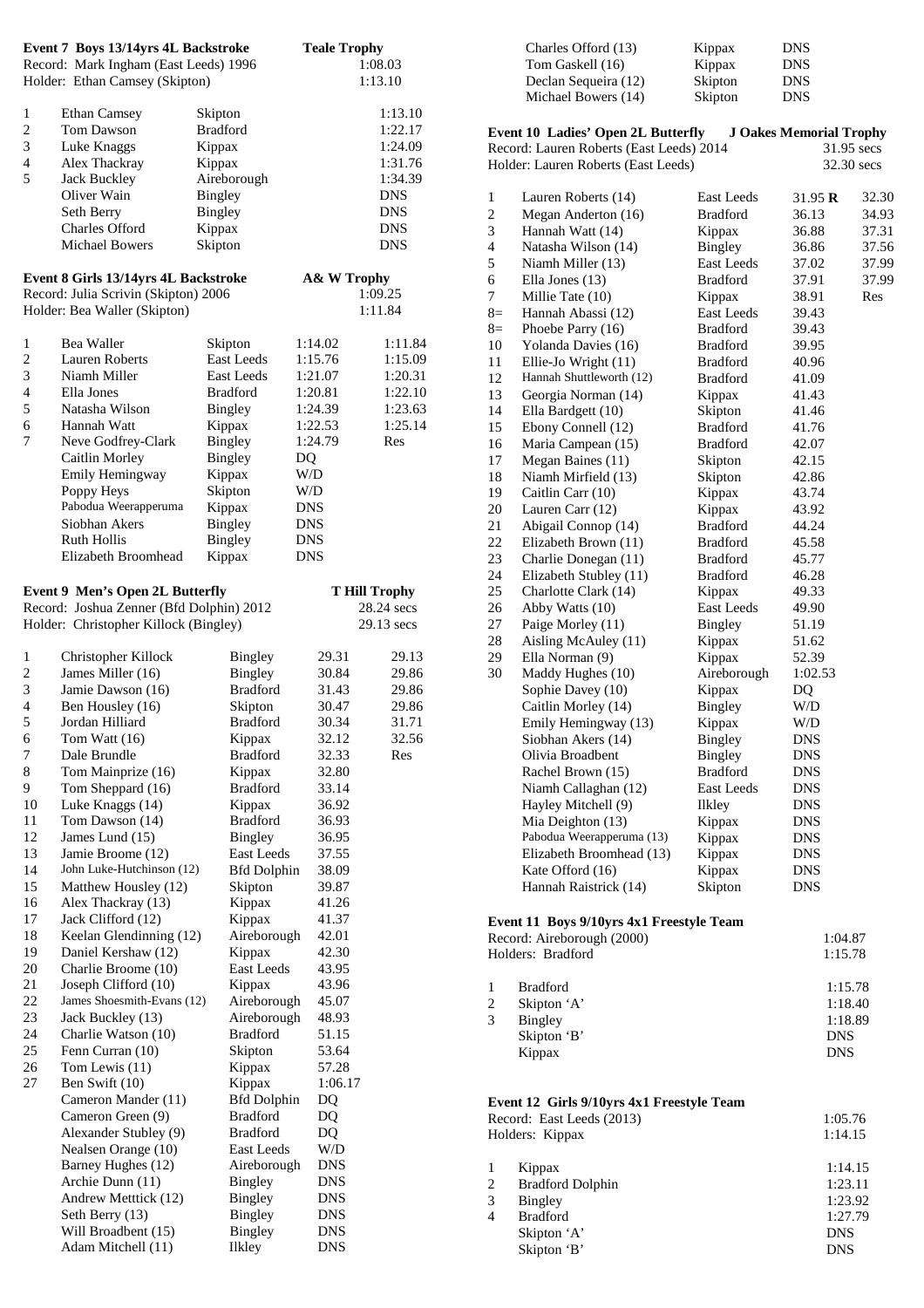### Event 7 Boys 13/14yrs 4L Backstroke — Teale Trophy

Record: Mark Ingham (East Leeds) 1996 — 1:08.03
Holder: Ethan Camsey (Skipton) — 1:13.10

| Pos | Name | Club | Time |
|---|---|---|---|
| 1 | Ethan Camsey | Skipton | 1:13.10 |
| 2 | Tom Dawson | Bradford | 1:22.17 |
| 3 | Luke Knaggs | Kippax | 1:24.09 |
| 4 | Alex Thackray | Kippax | 1:31.76 |
| 5 | Jack Buckley | Aireborough | 1:34.39 |
| | Oliver Wain | Bingley | DNS |
| | Seth Berry | Bingley | DNS |
| | Charles Offord | Kippax | DNS |
| | Michael Bowers | Skipton | DNS |

### Event 8 Girls 13/14yrs 4L Backstroke — A& W Trophy

Record: Julia Scrivin (Skipton) 2006 — 1:09.25
Holder: Bea Waller (Skipton) — 1:11.84

| Pos | Name | Club | Heat | Final |
|---|---|---|---|---|
| 1 | Bea Waller | Skipton | 1:14.02 | 1:11.84 |
| 2 | Lauren Roberts | East Leeds | 1:15.76 | 1:15.09 |
| 3 | Niamh Miller | East Leeds | 1:21.07 | 1:20.31 |
| 4 | Ella Jones | Bradford | 1:20.81 | 1:22.10 |
| 5 | Natasha Wilson | Bingley | 1:24.39 | 1:23.63 |
| 6 | Hannah Watt | Kippax | 1:22.53 | 1:25.14 |
| 7 | Neve Godfrey-Clark | Bingley | 1:24.79 | Res |
| | Caitlin Morley | Bingley | DQ | |
| | Emily Hemingway | Kippax | W/D | |
| | Poppy Heys | Skipton | W/D | |
| | Pabodua Weerapperuma | Kippax | DNS | |
| | Siobhan Akers | Bingley | DNS | |
| | Ruth Hollis | Bingley | DNS | |
| | Elizabeth Broomhead | Kippax | DNS | |

### Event 9 Men's Open 2L Butterfly — T Hill Trophy

Record: Joshua Zenner (Bfd Dolphin) 2012 — 28.24 secs
Holder: Christopher Killock (Bingley) — 29.13 secs

| Pos | Name | Club | Heat | Final |
|---|---|---|---|---|
| 1 | Christopher Killock | Bingley | 29.31 | 29.13 |
| 2 | James Miller (16) | Bingley | 30.84 | 29.86 |
| 3 | Jamie Dawson (16) | Bradford | 31.43 | 29.86 |
| 4 | Ben Housley (16) | Skipton | 30.47 | 29.86 |
| 5 | Jordan Hilliard | Bradford | 30.34 | 31.71 |
| 6 | Tom Watt (16) | Kippax | 32.12 | 32.56 |
| 7 | Dale Brundle | Bradford | 32.33 | Res |
| 8 | Tom Mainprize (16) | Kippax | 32.80 | |
| 9 | Tom Sheppard (16) | Bradford | 33.14 | |
| 10 | Luke Knaggs (14) | Kippax | 36.92 | |
| 11 | Tom Dawson (14) | Bradford | 36.93 | |
| 12 | James Lund (15) | Bingley | 36.95 | |
| 13 | Jamie Broome (12) | East Leeds | 37.55 | |
| 14 | John Luke-Hutchinson (12) | Bfd Dolphin | 38.09 | |
| 15 | Matthew Housley (12) | Skipton | 39.87 | |
| 16 | Alex Thackray (13) | Kippax | 41.26 | |
| 17 | Jack Clifford (12) | Kippax | 41.37 | |
| 18 | Keelan Glendinning (12) | Aireborough | 42.01 | |
| 19 | Daniel Kershaw (12) | Kippax | 42.30 | |
| 20 | Charlie Broome (10) | East Leeds | 43.95 | |
| 21 | Joseph Clifford (10) | Kippax | 43.96 | |
| 22 | James Shoesmith-Evans (12) | Aireborough | 45.07 | |
| 23 | Jack Buckley (13) | Aireborough | 48.93 | |
| 24 | Charlie Watson (10) | Bradford | 51.15 | |
| 25 | Fenn Curran (10) | Skipton | 53.64 | |
| 26 | Tom Lewis (11) | Kippax | 57.28 | |
| 27 | Ben Swift (10) | Kippax | 1:06.17 | |
| | Cameron Mander (11) | Bfd Dolphin | DQ | |
| | Cameron Green (9) | Bradford | DQ | |
| | Alexander Stubley (9) | Bradford | DQ | |
| | Nealsen Orange (10) | East Leeds | W/D | |
| | Barney Hughes (12) | Aireborough | DNS | |
| | Archie Dunn (11) | Bingley | DNS | |
| | Andrew Metttick (12) | Bingley | DNS | |
| | Seth Berry (13) | Bingley | DNS | |
| | Will Broadbent (15) | Bingley | DNS | |
| | Adam Mitchell (11) | Ilkley | DNS | |
| | Charles Offord (13) | Kippax | DNS | |
| | Tom Gaskell (16) | Kippax | DNS | |
| | Declan Sequeira (12) | Skipton | DNS | |
| | Michael Bowers (14) | Skipton | DNS | |

### Event 10 Ladies' Open 2L Butterfly — J Oakes Memorial Trophy

Record: Lauren Roberts (East Leeds) 2014 — 31.95 secs
Holder: Lauren Roberts (East Leeds) — 32.30 secs

| Pos | Name | Club | Heat | Final |
|---|---|---|---|---|
| 1 | Lauren Roberts (14) | East Leeds | 31.95 **R** | 32.30 |
| 2 | Megan Anderton (16) | Bradford | 36.13 | 34.93 |
| 3 | Hannah Watt (14) | Kippax | 36.88 | 37.31 |
| 4 | Natasha Wilson (14) | Bingley | 36.86 | 37.56 |
| 5 | Niamh Miller (13) | East Leeds | 37.02 | 37.99 |
| 6 | Ella Jones (13) | Bradford | 37.91 | 37.99 |
| 7 | Millie Tate (10) | Kippax | 38.91 | Res |
| 8= | Hannah Abassi (12) | East Leeds | 39.43 | |
| 8= | Phoebe Parry (16) | Bradford | 39.43 | |
| 10 | Yolanda Davies (16) | Bradford | 39.95 | |
| 11 | Ellie-Jo Wright (11) | Bradford | 40.96 | |
| 12 | Hannah Shuttleworth (12) | Bradford | 41.09 | |
| 13 | Georgia Norman (14) | Kippax | 41.43 | |
| 14 | Ella Bardgett (10) | Skipton | 41.46 | |
| 15 | Ebony Connell (12) | Bradford | 41.76 | |
| 16 | Maria Campean (15) | Bradford | 42.07 | |
| 17 | Megan Baines (11) | Skipton | 42.15 | |
| 18 | Niamh Mirfield (13) | Skipton | 42.86 | |
| 19 | Caitlin Carr (10) | Kippax | 43.74 | |
| 20 | Lauren Carr (12) | Kippax | 43.92 | |
| 21 | Abigail Connop (14) | Bradford | 44.24 | |
| 22 | Elizabeth Brown (11) | Bradford | 45.58 | |
| 23 | Charlie Donegan (11) | Bradford | 45.77 | |
| 24 | Elizabeth Stubley (11) | Bradford | 46.28 | |
| 25 | Charlotte Clark (14) | Kippax | 49.33 | |
| 26 | Abby Watts (10) | East Leeds | 49.90 | |
| 27 | Paige Morley (11) | Bingley | 51.19 | |
| 28 | Aisling McAuley (11) | Kippax | 51.62 | |
| 29 | Ella Norman (9) | Kippax | 52.39 | |
| 30 | Maddy Hughes (10) | Aireborough | 1:02.53 | |
| | Sophie Davey (10) | Kippax | DQ | |
| | Caitlin Morley (14) | Bingley | W/D | |
| | Emily Hemingway (13) | Kippax | W/D | |
| | Siobhan Akers (14) | Bingley | DNS | |
| | Olivia Broadbent | Bingley | DNS | |
| | Rachel Brown (15) | Bradford | DNS | |
| | Niamh Callaghan (12) | East Leeds | DNS | |
| | Hayley Mitchell (9) | Ilkley | DNS | |
| | Mia Deighton (13) | Kippax | DNS | |
| | Pabodua Weerapperuma (13) | Kippax | DNS | |
| | Elizabeth Broomhead (13) | Kippax | DNS | |
| | Kate Offord (16) | Kippax | DNS | |
| | Hannah Raistrick (14) | Skipton | DNS | |

### Event 11 Boys 9/10yrs 4x1 Freestyle Team

Record: Aireborough (2000) — 1:04.87
Holders: Bradford — 1:15.78

| Pos | Team | Time |
|---|---|---|
| 1 | Bradford | 1:15.78 |
| 2 | Skipton 'A' | 1:18.40 |
| 3 | Bingley | 1:18.89 |
| | Skipton 'B' | DNS |
| | Kippax | DNS |

### Event 12 Girls 9/10yrs 4x1 Freestyle Team

Record: East Leeds (2013) — 1:05.76
Holders: Kippax — 1:14.15

| Pos | Team | Time |
|---|---|---|
| 1 | Kippax | 1:14.15 |
| 2 | Bradford Dolphin | 1:23.11 |
| 3 | Bingley | 1:23.92 |
| 4 | Bradford | 1:27.79 |
| | Skipton 'A' | DNS |
| | Skipton 'B' | DNS |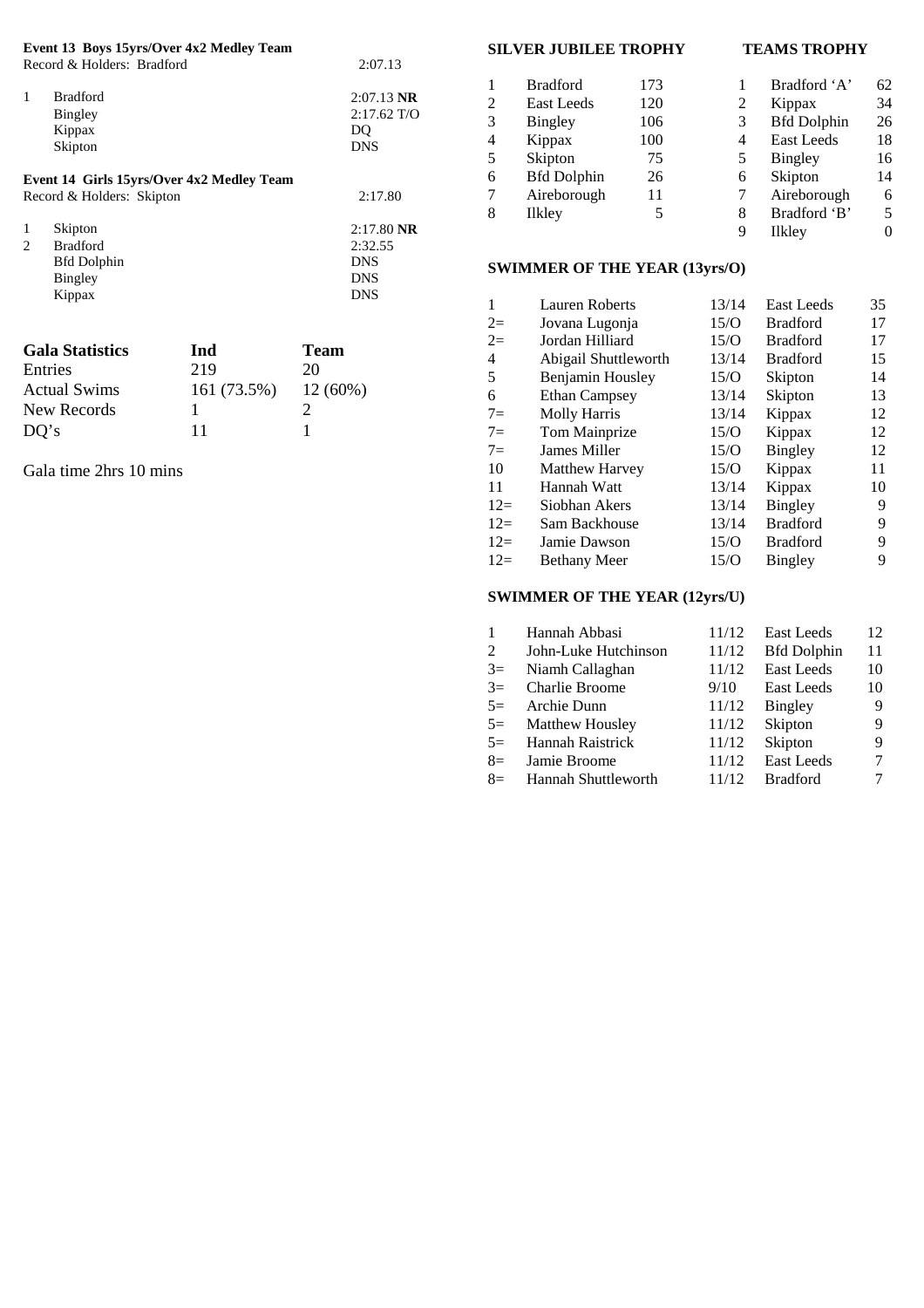**Event 13 Boys 15yrs/Over 4x2 Medley Team**
Record & Holders: Bradford 2:07.13

| | | |
|---|---|---|
| 1 | Bradford | 2:07.13 **NR** |
| | Bingley | 2:17.62 T/O |
| | Kippax | DQ |
| | Skipton | DNS |

**Event 14 Girls 15yrs/Over 4x2 Medley Team**
Record & Holders: Skipton 2:17.80

| | | |
|---|---|---|
| 1 | Skipton | 2:17.80 **NR** |
| 2 | Bradford | 2:32.55 |
| | Bfd Dolphin | DNS |
| | Bingley | DNS |
| | Kippax | DNS |

| Gala Statistics | Ind | Team |
|---|---|---|
| Entries | 219 | 20 |
| Actual Swims | 161 (73.5%) | 12 (60%) |
| New Records | 1 | 2 |
| DQ's | 11 | 1 |

Gala time 2hrs 10 mins

**SILVER JUBILEE TROPHY**

| | | |
|---|---|---|
| 1 | Bradford | 173 |
| 2 | East Leeds | 120 |
| 3 | Bingley | 106 |
| 4 | Kippax | 100 |
| 5 | Skipton | 75 |
| 6 | Bfd Dolphin | 26 |
| 7 | Aireborough | 11 |
| 8 | Ilkley | 5 |

**TEAMS TROPHY**

| | | |
|---|---|---|
| 1 | Bradford 'A' | 62 |
| 2 | Kippax | 34 |
| 3 | Bfd Dolphin | 26 |
| 4 | East Leeds | 18 |
| 5 | Bingley | 16 |
| 6 | Skipton | 14 |
| 7 | Aireborough | 6 |
| 8 | Bradford 'B' | 5 |
| 9 | Ilkley | 0 |

**SWIMMER OF THE YEAR (13yrs/O)**

| | | | | |
|---|---|---|---|---|
| 1 | Lauren Roberts | 13/14 | East Leeds | 35 |
| 2= | Jovana Lugonja | 15/O | Bradford | 17 |
| 2= | Jordan Hilliard | 15/O | Bradford | 17 |
| 4 | Abigail Shuttleworth | 13/14 | Bradford | 15 |
| 5 | Benjamin Housley | 15/O | Skipton | 14 |
| 6 | Ethan Campsey | 13/14 | Skipton | 13 |
| 7= | Molly Harris | 13/14 | Kippax | 12 |
| 7= | Tom Mainprize | 15/O | Kippax | 12 |
| 7= | James Miller | 15/O | Bingley | 12 |
| 10 | Matthew Harvey | 15/O | Kippax | 11 |
| 11 | Hannah Watt | 13/14 | Kippax | 10 |
| 12= | Siobhan Akers | 13/14 | Bingley | 9 |
| 12= | Sam Backhouse | 13/14 | Bradford | 9 |
| 12= | Jamie Dawson | 15/O | Bradford | 9 |
| 12= | Bethany Meer | 15/O | Bingley | 9 |

**SWIMMER OF THE YEAR (12yrs/U)**

| | | | | |
|---|---|---|---|---|
| 1 | Hannah Abbasi | 11/12 | East Leeds | 12 |
| 2 | John-Luke Hutchinson | 11/12 | Bfd Dolphin | 11 |
| 3= | Niamh Callaghan | 11/12 | East Leeds | 10 |
| 3= | Charlie Broome | 9/10 | East Leeds | 10 |
| 5= | Archie Dunn | 11/12 | Bingley | 9 |
| 5= | Matthew Housley | 11/12 | Skipton | 9 |
| 5= | Hannah Raistrick | 11/12 | Skipton | 9 |
| 8= | Jamie Broome | 11/12 | East Leeds | 7 |
| 8= | Hannah Shuttleworth | 11/12 | Bradford | 7 |